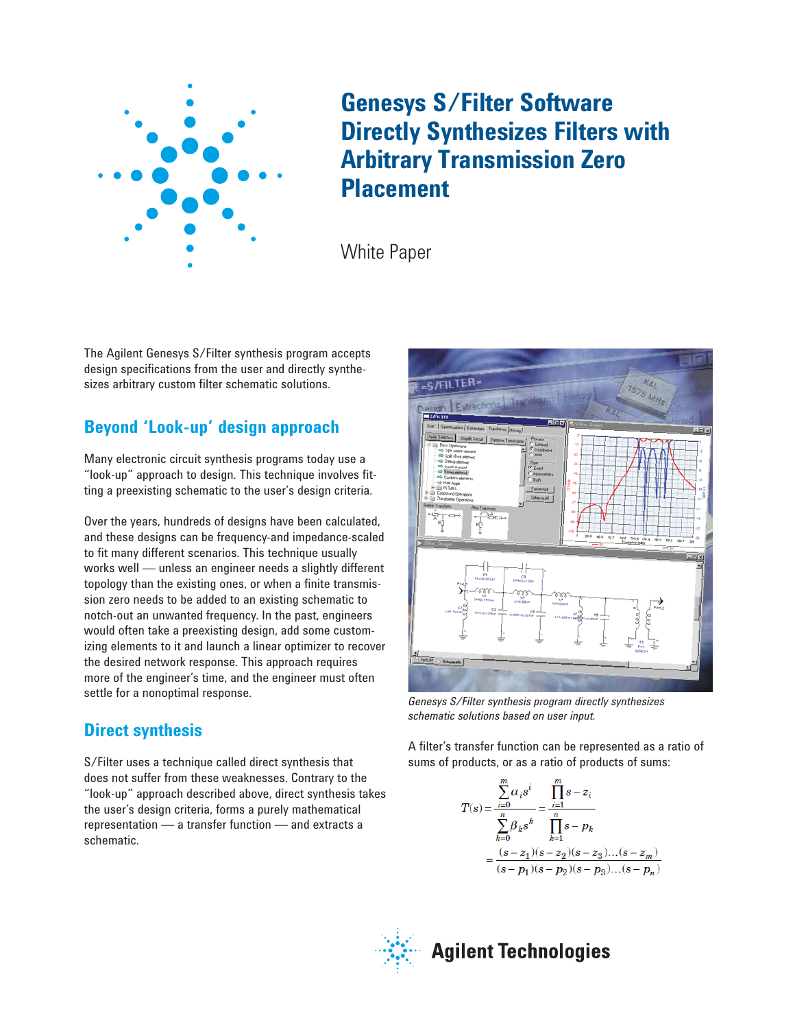# Genesys S/Filter Software Directly Synthesizes Filters with Arbitrary Transmission Zero Placement

White Paper

The Agilent Genesys S/Filter synthesis program accepts design specifications from the user and directly synthesizes arbitrary custom filter schematic solutions.

## Beyond 'Look-up' design approach

Many electronic circuit synthesis programs today use a "look-up" approach to design. This technique involves fitting a preexisting schematic to the user's design criteria.

Over the years, hundreds of designs have been calculated, and these designs can be frequency-and impedance-scaled to fit many different scenarios. This technique usually works well — unless an engineer needs a slightly different topology than the existing ones, or when a finite transmission zero needs to be added to an existing schematic to notch-out an unwanted frequency. In the past, engineers would often take a preexisting design, add some customizing elements to it and launch a linear optimizer to recover the desired network response. This approach requires more of the engineer's time, and the engineer must often settle for a nonoptimal response.

## Direct synthesis

S/Filter uses a technique called direct synthesis that does not suffer from these weaknesses. Contrary to the "look-up" approach described above, direct synthesis takes the user's design criteria, forms a purely mathematical representation — a transfer function — and extracts a schematic.

*Genesys S/Filter synthesis program directly synthesizes schematic solutions based on user input.*

A filter's transfer function can be represented as a ratio of sums of products, or as a ratio of products of sums:

$$T(s) = \frac{\sum_{i=0}^{m} \alpha_i s^i}{\sum_{k=0}^{n} \beta_k s^k} = \frac{\prod_{i=1}^{m} s - z_i}{\prod_{k=1}^{n} s - p_k}$$

$$= \frac{(s - z_1)(s - z_2)(s - z_3)\ldots(s - z_m)}{(s - p_1)(s - p_2)(s - p_3)\ldots(s - p_n)}$$

Agilent Technologies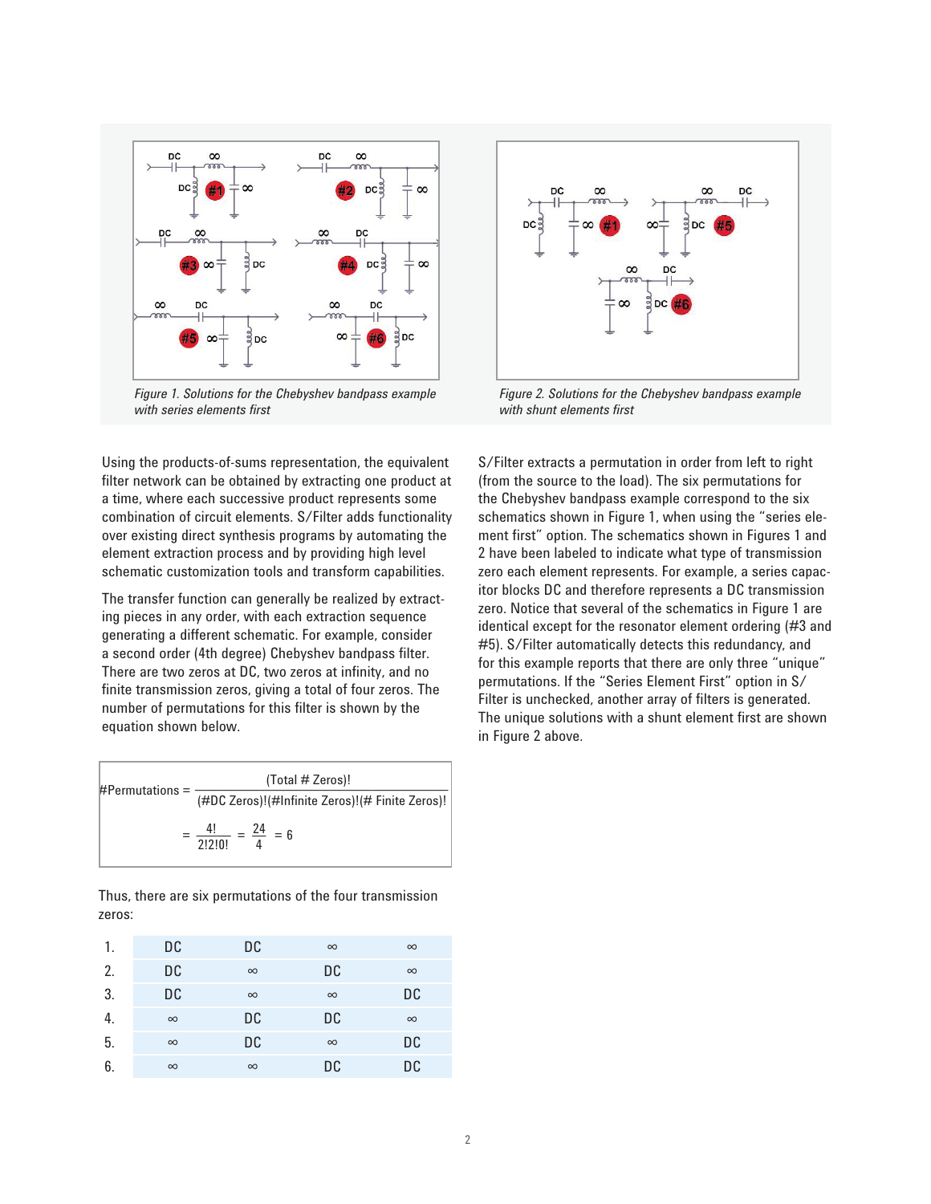Figure 1. Solutions for the Chebyshev bandpass example with series elements first

Figure 2. Solutions for the Chebyshev bandpass example with shunt elements first

Using the products-of-sums representation, the equivalent filter network can be obtained by extracting one product at a time, where each successive product represents some combination of circuit elements. S/Filter adds functionality over existing direct synthesis programs by automating the element extraction process and by providing high level schematic customization tools and transform capabilities.

The transfer function can generally be realized by extracting pieces in any order, with each extraction sequence generating a different schematic. For example, consider a second order (4th degree) Chebyshev bandpass filter. There are two zeros at DC, two zeros at infinity, and no finite transmission zeros, giving a total of four zeros. The number of permutations for this filter is shown by the equation shown below.

$$\#\text{Permutations} = \frac{(\text{Total \# Zeros})!}{(\#\text{DC Zeros})!(\#\text{Infinite Zeros})!(\#\text{ Finite Zeros})!}$$

$$= \frac{4!}{2!2!0!} = \frac{24}{4} = 6$$

Thus, there are six permutations of the four transmission zeros:

| | | | | |
|---|---|---|---|---|
| 1. | DC | DC | ∞ | ∞ |
| 2. | DC | ∞ | DC | ∞ |
| 3. | DC | ∞ | ∞ | DC |
| 4. | ∞ | DC | DC | ∞ |
| 5. | ∞ | DC | ∞ | DC |
| 6. | ∞ | ∞ | DC | DC |

S/Filter extracts a permutation in order from left to right (from the source to the load). The six permutations for the Chebyshev bandpass example correspond to the six schematics shown in Figure 1, when using the "series element first" option. The schematics shown in Figures 1 and 2 have been labeled to indicate what type of transmission zero each element represents. For example, a series capacitor blocks DC and therefore represents a DC transmission zero. Notice that several of the schematics in Figure 1 are identical except for the resonator element ordering (#3 and #5). S/Filter automatically detects this redundancy, and for this example reports that there are only three "unique" permutations. If the "Series Element First" option in S/Filter is unchecked, another array of filters is generated. The unique solutions with a shunt element first are shown in Figure 2 above.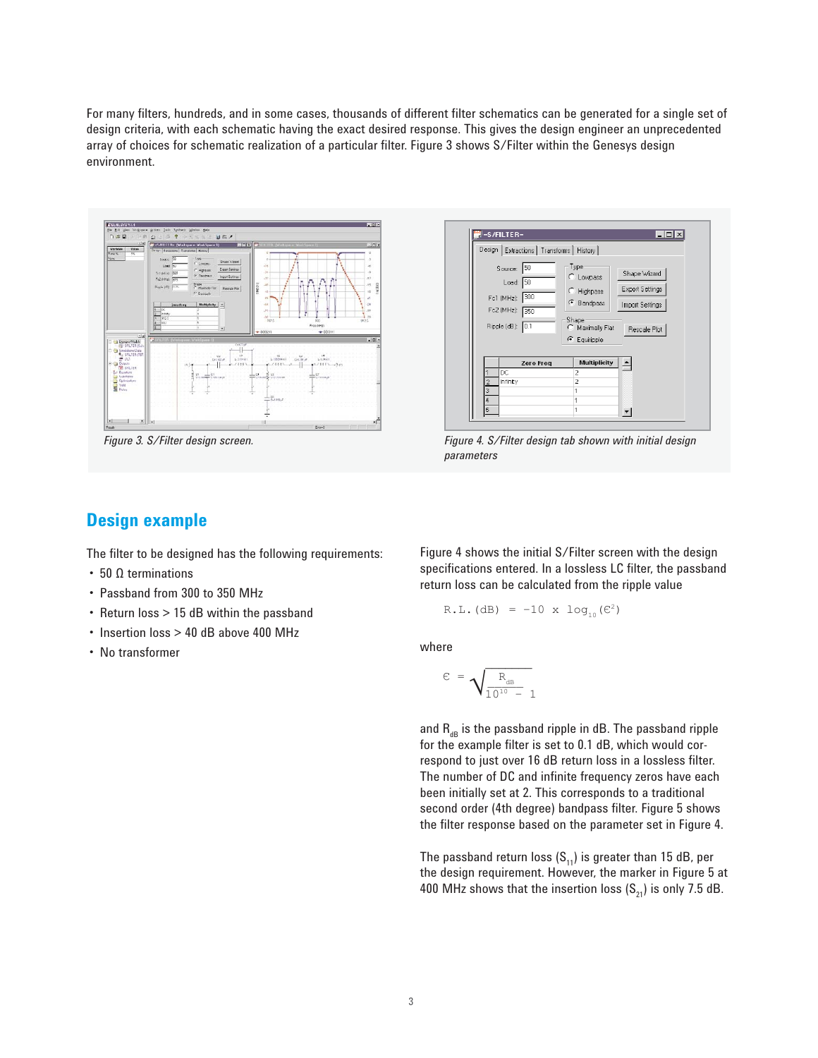For many filters, hundreds, and in some cases, thousands of different filter schematics can be generated for a single set of design criteria, with each schematic having the exact desired response. This gives the design engineer an unprecedented array of choices for schematic realization of a particular filter. Figure 3 shows S/Filter within the Genesys design environment.

*Figure 3. S/Filter design screen.*

*Figure 4. S/Filter design tab shown with initial design parameters*

## Design example

The filter to be designed has the following requirements:

- 50 Ω terminations
- Passband from 300 to 350 MHz
- Return loss > 15 dB within the passband
- Insertion loss > 40 dB above 400 MHz
- No transformer

Figure 4 shows the initial S/Filter screen with the design specifications entered. In a lossless LC filter, the passband return loss can be calculated from the ripple value

$$\text{R.L.(dB)} = -10 \times \log_{10}(\epsilon^2)$$

where

$$\epsilon = \sqrt{10^{\frac{R_{dB}}{10}} - 1}$$

and $R_{dB}$ is the passband ripple in dB. The passband ripple for the example filter is set to 0.1 dB, which would correspond to just over 16 dB return loss in a lossless filter. The number of DC and infinite frequency zeros have each been initially set at 2. This corresponds to a traditional second order (4th degree) bandpass filter. Figure 5 shows the filter response based on the parameter set in Figure 4.

The passband return loss ($S_{11}$) is greater than 15 dB, per the design requirement. However, the marker in Figure 5 at 400 MHz shows that the insertion loss ($S_{21}$) is only 7.5 dB.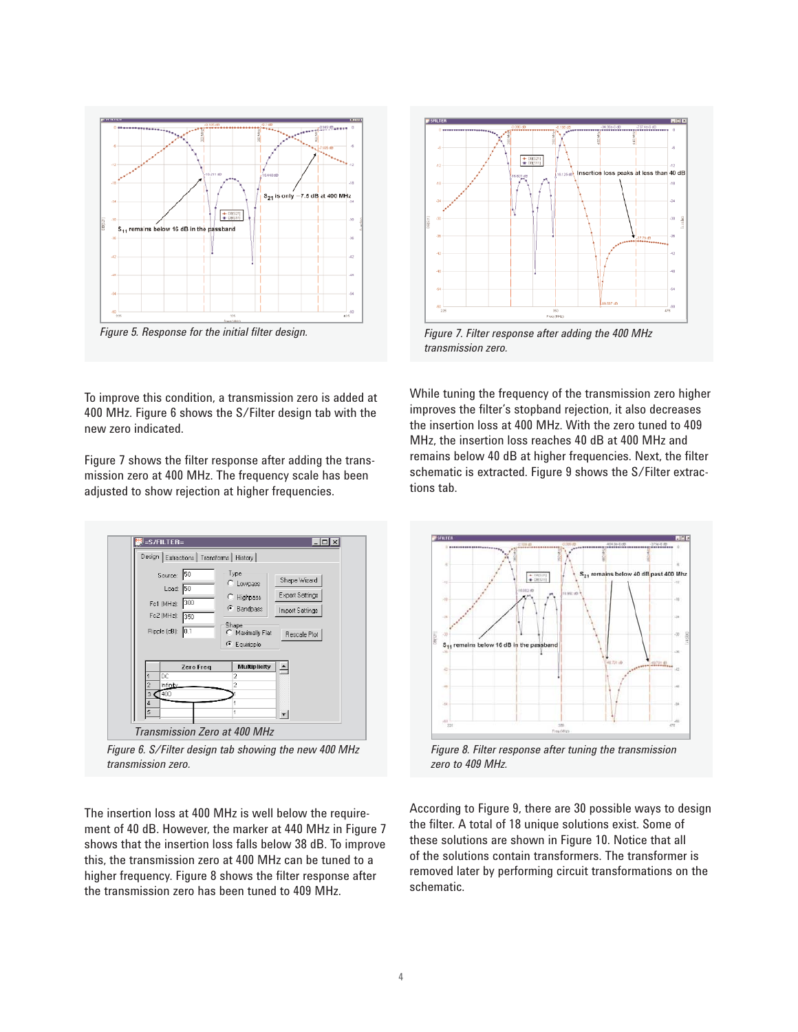Figure 5. Response for the initial filter design.

Figure 7. Filter response after adding the 400 MHz transmission zero.

To improve this condition, a transmission zero is added at 400 MHz. Figure 6 shows the S/Filter design tab with the new zero indicated.

Figure 7 shows the filter response after adding the transmission zero at 400 MHz. The frequency scale has been adjusted to show rejection at higher frequencies.

While tuning the frequency of the transmission zero higher improves the filter's stopband rejection, it also decreases the insertion loss at 400 MHz. With the zero tuned to 409 MHz, the insertion loss reaches 40 dB at 400 MHz and remains below 40 dB at higher frequencies. Next, the filter schematic is extracted. Figure 9 shows the S/Filter extractions tab.

Figure 6. S/Filter design tab showing the new 400 MHz transmission zero.

Figure 8. Filter response after tuning the transmission zero to 409 MHz.

The insertion loss at 400 MHz is well below the requirement of 40 dB. However, the marker at 440 MHz in Figure 7 shows that the insertion loss falls below 38 dB. To improve this, the transmission zero at 400 MHz can be tuned to a higher frequency. Figure 8 shows the filter response after the transmission zero has been tuned to 409 MHz.

According to Figure 9, there are 30 possible ways to design the filter. A total of 18 unique solutions exist. Some of these solutions are shown in Figure 10. Notice that all of the solutions contain transformers. The transformer is removed later by performing circuit transformations on the schematic.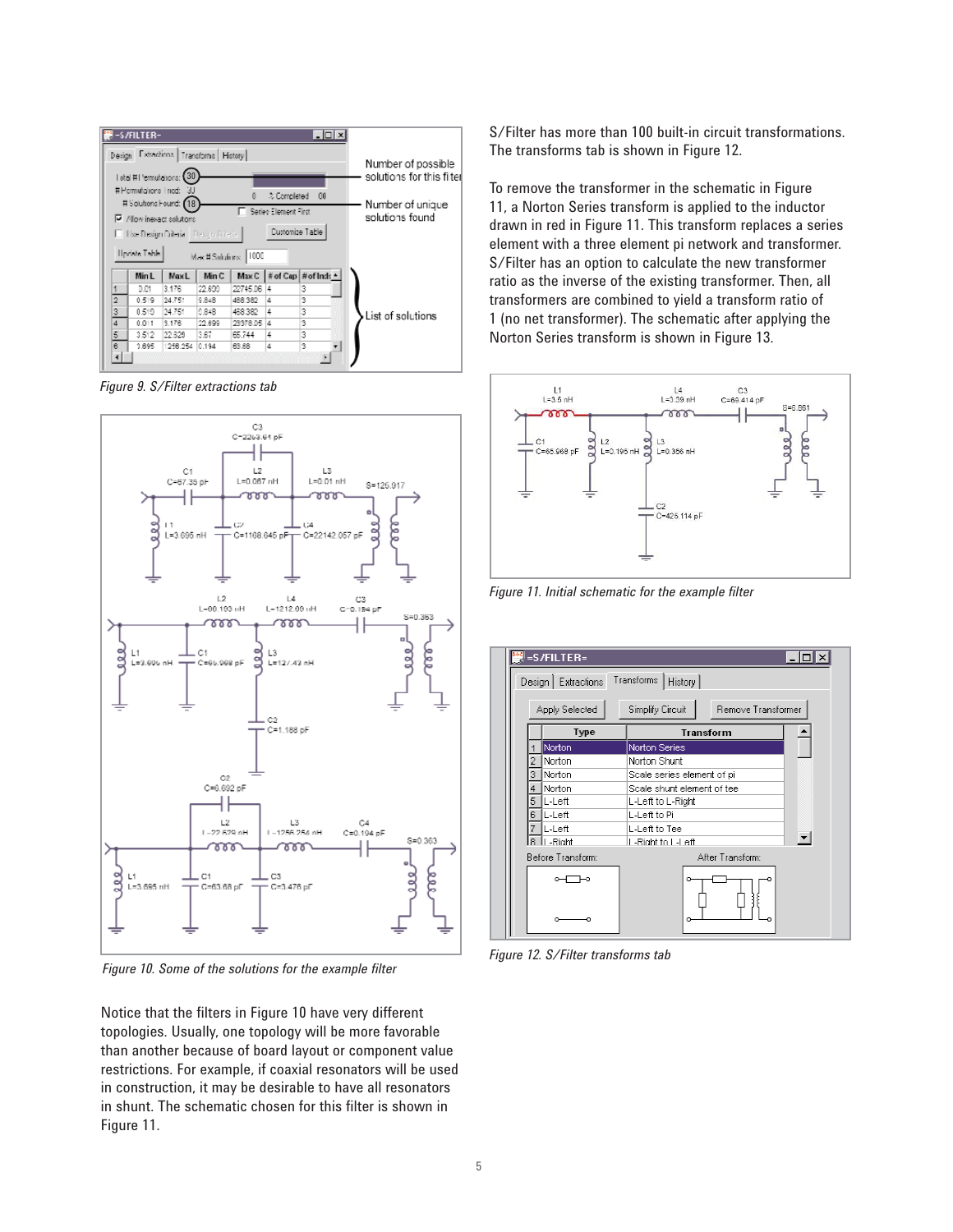*Figure 9. S/Filter extractions tab*

*Figure 10. Some of the solutions for the example filter*

Notice that the filters in Figure 10 have very different topologies. Usually, one topology will be more favorable than another because of board layout or component value restrictions. For example, if coaxial resonators will be used in construction, it may be desirable to have all resonators in shunt. The schematic chosen for this filter is shown in Figure 11.

S/Filter has more than 100 built-in circuit transformations. The transforms tab is shown in Figure 12.

To remove the transformer in the schematic in Figure 11, a Norton Series transform is applied to the inductor drawn in red in Figure 11. This transform replaces a series element with a three element pi network and transformer. S/Filter has an option to calculate the new transformer ratio as the inverse of the existing transformer. Then, all transformers are combined to yield a transform ratio of 1 (no net transformer). The schematic after applying the Norton Series transform is shown in Figure 13.

*Figure 11. Initial schematic for the example filter*

*Figure 12. S/Filter transforms tab*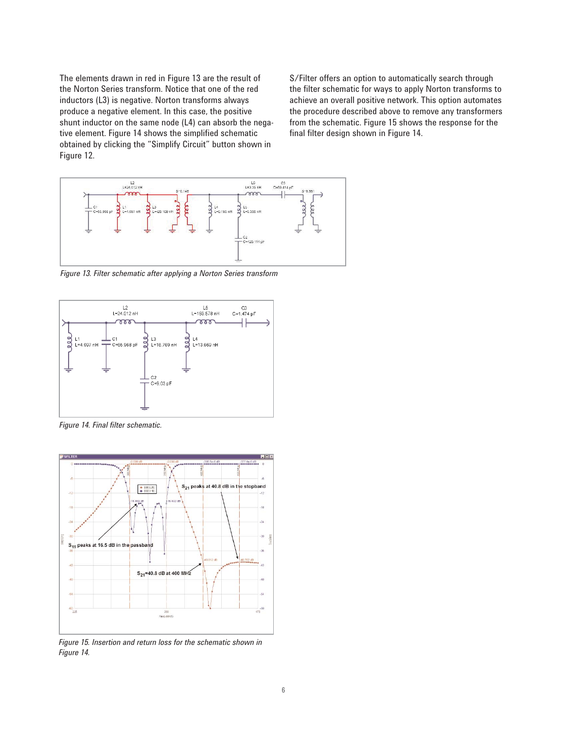The elements drawn in red in Figure 13 are the result of the Norton Series transform. Notice that one of the red inductors (L3) is negative. Norton transforms always produce a negative element. In this case, the positive shunt inductor on the same node (L4) can absorb the negative element. Figure 14 shows the simplified schematic obtained by clicking the "Simplify Circuit" button shown in Figure 12.

S/Filter offers an option to automatically search through the filter schematic for ways to apply Norton transforms to achieve an overall positive network. This option automates the procedure described above to remove any transformers from the schematic. Figure 15 shows the response for the final filter design shown in Figure 14.

*Figure 13. Filter schematic after applying a Norton Series transform*

*Figure 14. Final filter schematic.*

*Figure 15. Insertion and return loss for the schematic shown in Figure 14.*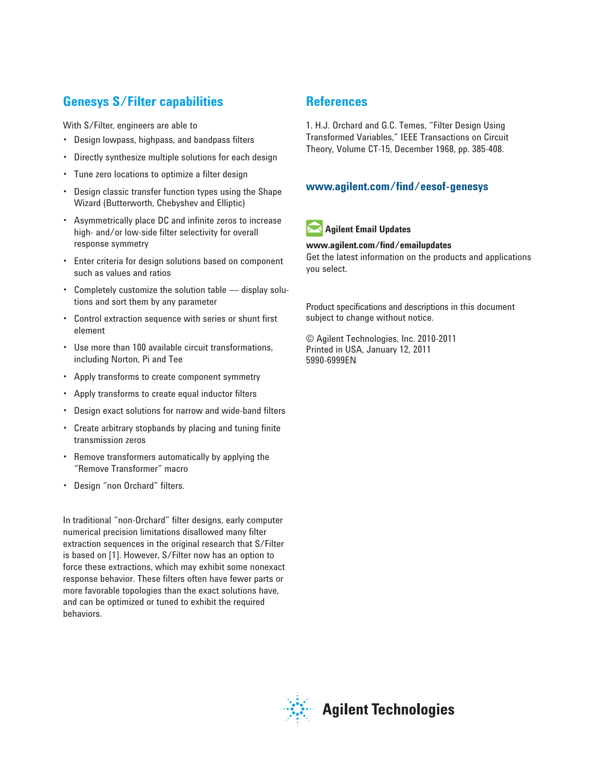## Genesys S/Filter capabilities

With S/Filter, engineers are able to

- Design lowpass, highpass, and bandpass filters
- Directly synthesize multiple solutions for each design
- Tune zero locations to optimize a filter design
- Design classic transfer function types using the Shape Wizard (Butterworth, Chebyshev and Elliptic)
- Asymmetrically place DC and infinite zeros to increase high- and/or low-side filter selectivity for overall response symmetry
- Enter criteria for design solutions based on component such as values and ratios
- Completely customize the solution table — display solutions and sort them by any parameter
- Control extraction sequence with series or shunt first element
- Use more than 100 available circuit transformations, including Norton, Pi and Tee
- Apply transforms to create component symmetry
- Apply transforms to create equal inductor filters
- Design exact solutions for narrow and wide-band filters
- Create arbitrary stopbands by placing and tuning finite transmission zeros
- Remove transformers automatically by applying the "Remove Transformer" macro
- Design "non Orchard" filters.

In traditional "non-Orchard" filter designs, early computer numerical precision limitations disallowed many filter extraction sequences in the original research that S/Filter is based on [1]. However, S/Filter now has an option to force these extractions, which may exhibit some nonexact response behavior. These filters often have fewer parts or more favorable topologies than the exact solutions have, and can be optimized or tuned to exhibit the required behaviors.

## References

1. H.J. Orchard and G.C. Temes, "Filter Design Using Transformed Variables," IEEE Transactions on Circuit Theory, Volume CT-15, December 1968, pp. 385-408.

**www.agilent.com/find/eesof-genesys**

**Agilent Email Updates**

**www.agilent.com/find/emailupdates**
Get the latest information on the products and applications you select.

Product specifications and descriptions in this document subject to change without notice.

© Agilent Technologies, Inc. 2010-2011
Printed in USA, January 12, 2011
5990-6999EN

Agilent Technologies